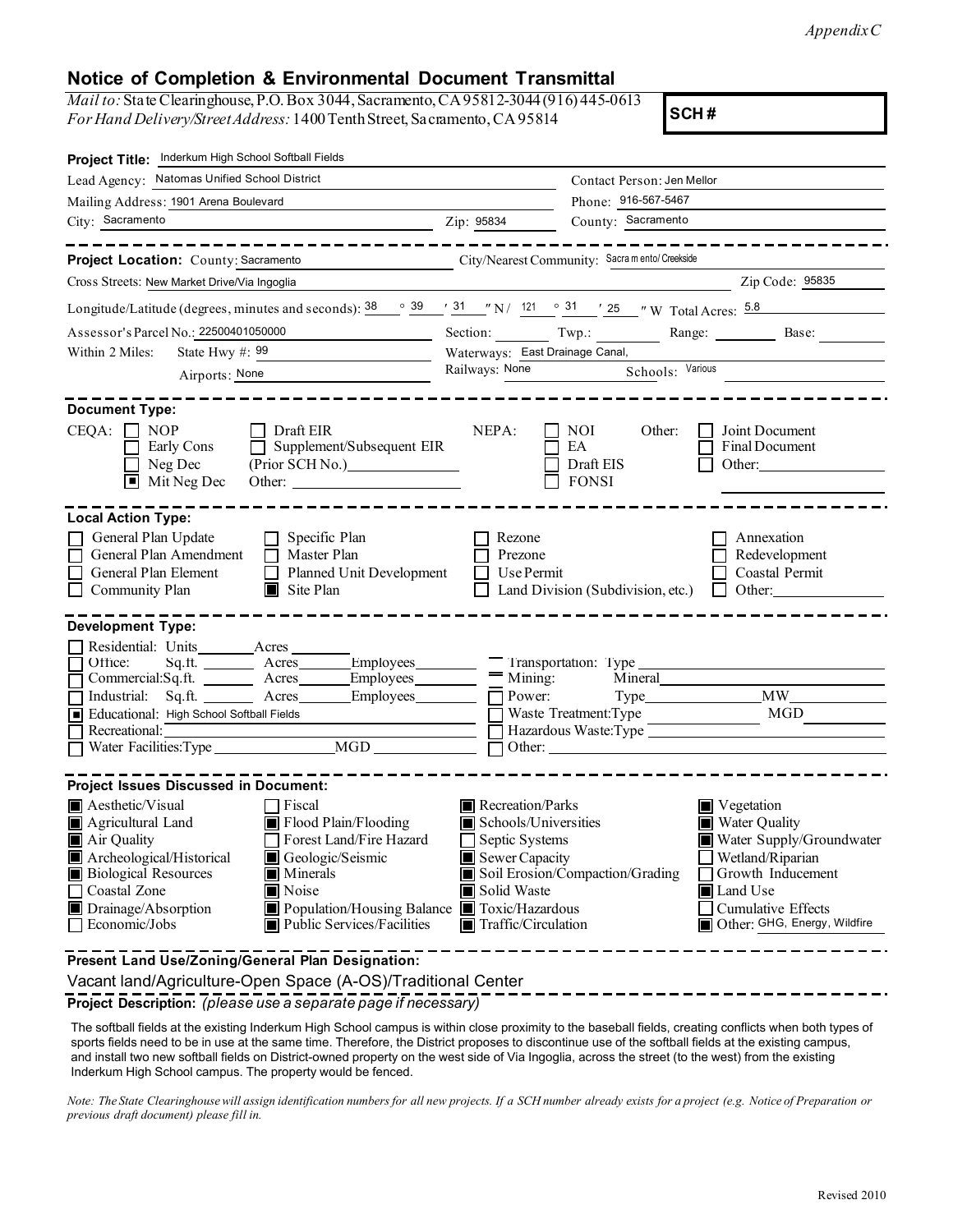*Appendix C*

## Notice of Completion & Environmental Document Transmittal

*Mail to:* State Clearinghouse, P.O. Box 3044, Sacramento, CA 95812-3044 (916) 445-0613
*For Hand Delivery/Street Address:* 1400 Tenth Street, Sacramento, CA 95814

**SCH #**

---

**Project Title:** Inderkum High School Softball Fields

Lead Agency: Natomas Unified School District — Contact Person: Jen Mellor

Mailing Address: 1901 Arena Boulevard — Phone: 916-567-5467

City: Sacramento — Zip: 95834 — County: Sacramento

---

**Project Location:** County: Sacramento — City/Nearest Community: Sacramento/Creekside

Cross Streets: New Market Drive/Via Ingoglia — Zip Code: 95835

Longitude/Latitude (degrees, minutes and seconds): 38 ° 39 ′ 31 ″ N / 121 ° 31 ′ 25 ″ W Total Acres: 5.8

Assessor's Parcel No.: 22500401050000 — Section: ____ Twp.: ____ Range: ____ Base: ____

Within 2 Miles: State Hwy #: 99 — Waterways: East Drainage Canal,

Airports: None — Railways: None — Schools: Various

---

**Document Type:**

CEQA:
- [ ] NOP
- [ ] Early Cons
- [ ] Neg Dec
- [x] Mit Neg Dec
- [ ] Draft EIR
- [ ] Supplement/Subsequent EIR (Prior SCH No.) ____
- Other: ____

NEPA:
- [ ] NOI
- [ ] EA
- [ ] Draft EIS
- [ ] FONSI

Other:
- [ ] Joint Document
- [ ] Final Document
- [ ] Other: ____

---

**Local Action Type:**

- [ ] General Plan Update
- [ ] General Plan Amendment
- [ ] General Plan Element
- [ ] Community Plan
- [ ] Specific Plan
- [ ] Master Plan
- [ ] Planned Unit Development
- [x] Site Plan
- [ ] Rezone
- [ ] Prezone
- [ ] Use Permit
- [ ] Land Division (Subdivision, etc.)
- [ ] Annexation
- [ ] Redevelopment
- [ ] Coastal Permit
- [ ] Other: ____

---

**Development Type:**

- [ ] Residential: Units ____ Acres ____
- [ ] Office: Sq.ft. ____ Acres ____ Employees ____
- [ ] Commercial: Sq.ft. ____ Acres ____ Employees ____
- [ ] Industrial: Sq.ft. ____ Acres ____ Employees ____
- [x] Educational: High School Softball Fields
- [ ] Recreational: ____
- [ ] Water Facilities: Type ____ MGD ____
- [ ] Transportation: Type ____
- [ ] Mining: Mineral ____
- [ ] Power: Type ____ MW ____
- [ ] Waste Treatment: Type ____ MGD ____
- [ ] Hazardous Waste: Type ____
- [ ] Other: ____

---

**Project Issues Discussed in Document:**

- [x] Aesthetic/Visual
- [x] Agricultural Land
- [x] Air Quality
- [x] Archeological/Historical
- [x] Biological Resources
- [ ] Coastal Zone
- [x] Drainage/Absorption
- [ ] Economic/Jobs
- [ ] Fiscal
- [x] Flood Plain/Flooding
- [ ] Forest Land/Fire Hazard
- [x] Geologic/Seismic
- [x] Minerals
- [x] Noise
- [x] Population/Housing Balance
- [x] Public Services/Facilities
- [x] Recreation/Parks
- [x] Schools/Universities
- [ ] Septic Systems
- [x] Sewer Capacity
- [x] Soil Erosion/Compaction/Grading
- [x] Solid Waste
- [x] Toxic/Hazardous
- [x] Traffic/Circulation
- [x] Vegetation
- [x] Water Quality
- [x] Water Supply/Groundwater
- [ ] Wetland/Riparian
- [ ] Growth Inducement
- [x] Land Use
- [ ] Cumulative Effects
- [x] Other: GHG, Energy, Wildfire

---

**Present Land Use/Zoning/General Plan Designation:**

Vacant land/Agriculture-Open Space (A-OS)/Traditional Center

**Project Description:** *(please use a separate page if necessary)*

The softball fields at the existing Inderkum High School campus is within close proximity to the baseball fields, creating conflicts when both types of sports fields need to be in use at the same time. Therefore, the District proposes to discontinue use of the softball fields at the existing campus, and install two new softball fields on District-owned property on the west side of Via Ingoglia, across the street (to the west) from the existing Inderkum High School campus. The property would be fenced.

*Note: The State Clearinghouse will assign identification numbers for all new projects. If a SCH number already exists for a project (e.g. Notice of Preparation or previous draft document) please fill in.*

Revised 2010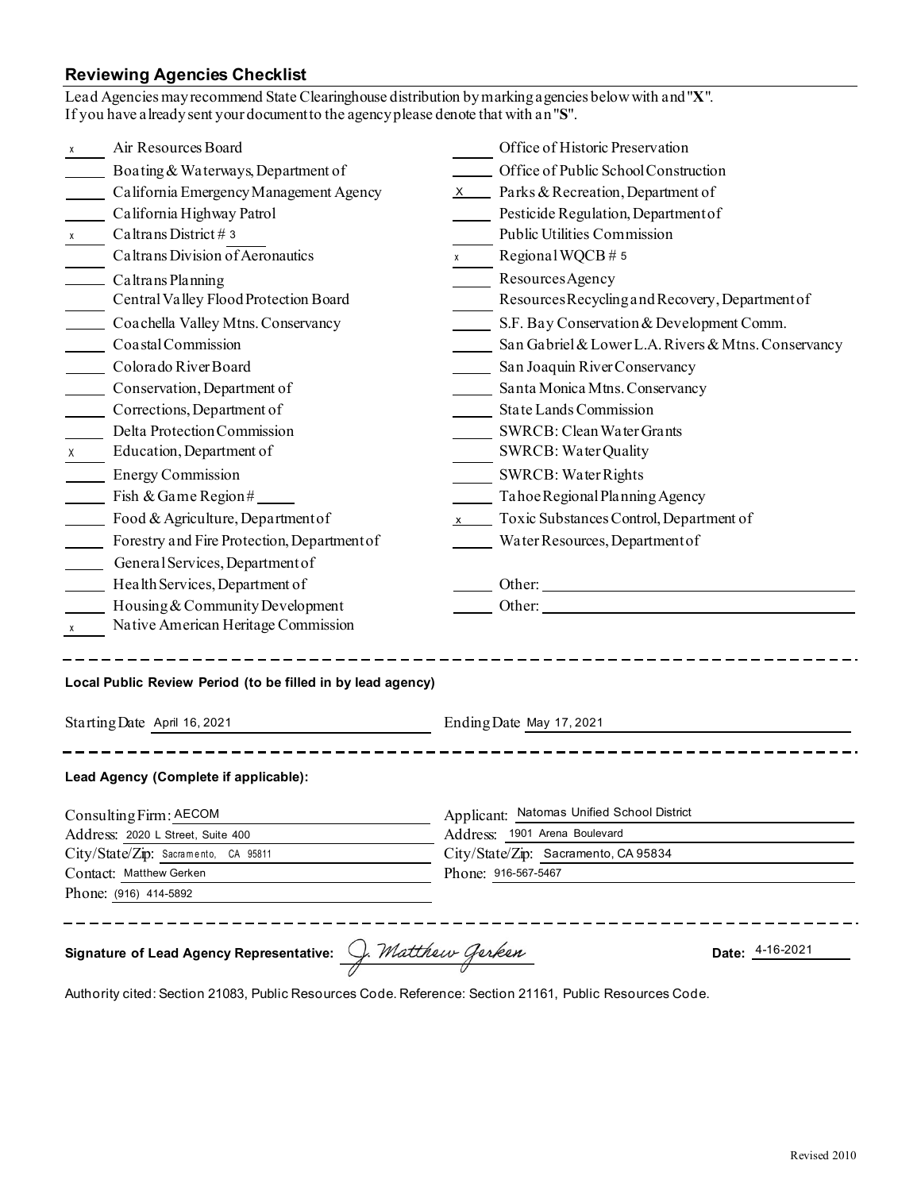## Reviewing Agencies Checklist

Lead Agencies may recommend State Clearinghouse distribution by marking agencies below with and "**X**".
If you have already sent your document to the agency please denote that with an "**S**".

| | | | |
|---|---|---|---|
| x | Air Resources Board | | Office of Historic Preservation |
| | Boating & Waterways, Department of | | Office of Public School Construction |
| | California Emergency Management Agency | X | Parks & Recreation, Department of |
| | California Highway Patrol | | Pesticide Regulation, Department of |
| x | Caltrans District # 3 | | Public Utilities Commission |
| | Caltrans Division of Aeronautics | x | Regional WQCB # 5 |
| | Caltrans Planning | | Resources Agency |
| | Central Valley Flood Protection Board | | Resources Recycling and Recovery, Department of |
| | Coachella Valley Mtns. Conservancy | | S.F. Bay Conservation & Development Comm. |
| | Coastal Commission | | San Gabriel & Lower L.A. Rivers & Mtns. Conservancy |
| | Colorado River Board | | San Joaquin River Conservancy |
| | Conservation, Department of | | Santa Monica Mtns. Conservancy |
| | Corrections, Department of | | State Lands Commission |
| | Delta Protection Commission | | SWRCB: Clean Water Grants |
| X | Education, Department of | | SWRCB: Water Quality |
| | Energy Commission | | SWRCB: Water Rights |
| | Fish & Game Region # ____ | | Tahoe Regional Planning Agency |
| | Food & Agriculture, Department of | x | Toxic Substances Control, Department of |
| | Forestry and Fire Protection, Department of | | Water Resources, Department of |
| | General Services, Department of | | |
| | Health Services, Department of | | Other: |
| | Housing & Community Development | | Other: |
| x | Native American Heritage Commission | | |

---

**Local Public Review Period (to be filled in by lead agency)**

Starting Date April 16, 2021 Ending Date May 17, 2021

---

**Lead Agency (Complete if applicable):**

Consulting Firm: AECOM
Address: 2020 L Street, Suite 400
City/State/Zip: Sacramento, CA 95811
Contact: Matthew Gerken
Phone: (916) 414-5892

Applicant: Natomas Unified School District
Address: 1901 Arena Boulevard
City/State/Zip: Sacramento, CA 95834
Phone: 916-567-5467

---

**Signature of Lead Agency Representative:** J. Matthew Gerken **Date:** 4-16-2021

Authority cited: Section 21083, Public Resources Code. Reference: Section 21161, Public Resources Code.

Revised 2010